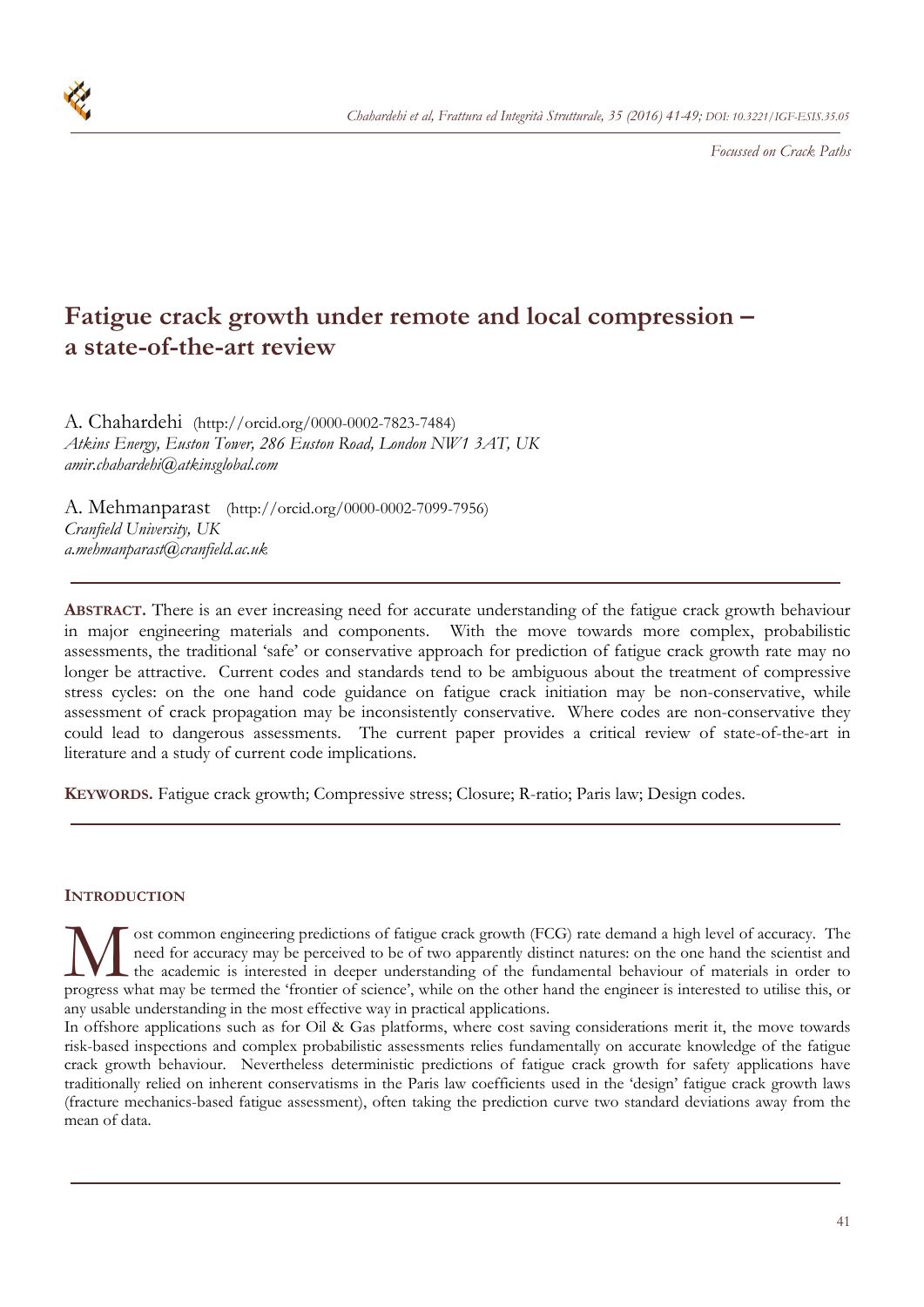*Focussed on Crack Paths*

# Fatigue crack growth under remote and local compression – a state-of-the-art review

A. Chahardehi (http://orcid.org/0000-0002-7823-7484)
*Atkins Energy, Euston Tower, 286 Euston Road, London NW1 3AT, UK*
*amir.chahardehi@atkinsglobal.com*

A. Mehmanparast (http://orcid.org/0000-0002-7099-7956)
*Cranfield University, UK*
*a.mehmanparast@cranfield.ac.uk*

**ABSTRACT.** There is an ever increasing need for accurate understanding of the fatigue crack growth behaviour in major engineering materials and components. With the move towards more complex, probabilistic assessments, the traditional 'safe' or conservative approach for prediction of fatigue crack growth rate may no longer be attractive. Current codes and standards tend to be ambiguous about the treatment of compressive stress cycles: on the one hand code guidance on fatigue crack initiation may be non-conservative, while assessment of crack propagation may be inconsistently conservative. Where codes are non-conservative they could lead to dangerous assessments. The current paper provides a critical review of state-of-the-art in literature and a study of current code implications.

**KEYWORDS.** Fatigue crack growth; Compressive stress; Closure; R-ratio; Paris law; Design codes.

## INTRODUCTION

Most common engineering predictions of fatigue crack growth (FCG) rate demand a high level of accuracy. The need for accuracy may be perceived to be of two apparently distinct natures: on the one hand the scientist and the academic is interested in deeper understanding of the fundamental behaviour of materials in order to progress what may be termed the 'frontier of science', while on the other hand the engineer is interested to utilise this, or any usable understanding in the most effective way in practical applications.

In offshore applications such as for Oil & Gas platforms, where cost saving considerations merit it, the move towards risk-based inspections and complex probabilistic assessments relies fundamentally on accurate knowledge of the fatigue crack growth behaviour. Nevertheless deterministic predictions of fatigue crack growth for safety applications have traditionally relied on inherent conservatisms in the Paris law coefficients used in the 'design' fatigue crack growth laws (fracture mechanics-based fatigue assessment), often taking the prediction curve two standard deviations away from the mean of data.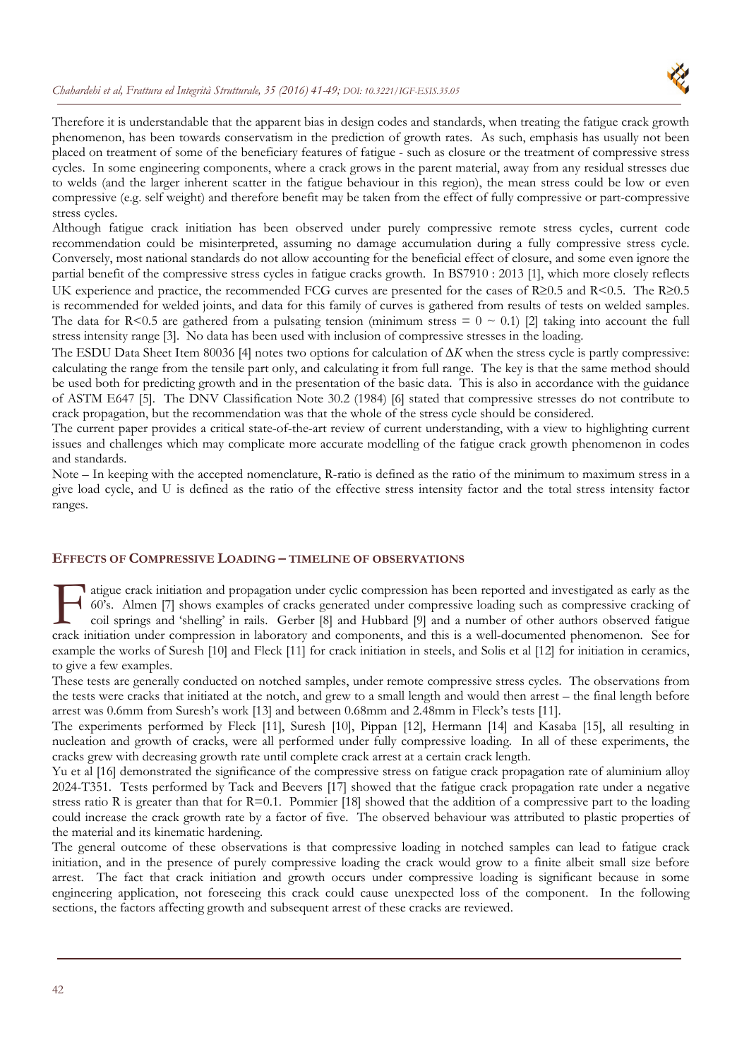Therefore it is understandable that the apparent bias in design codes and standards, when treating the fatigue crack growth phenomenon, has been towards conservatism in the prediction of growth rates. As such, emphasis has usually not been placed on treatment of some of the beneficiary features of fatigue - such as closure or the treatment of compressive stress cycles. In some engineering components, where a crack grows in the parent material, away from any residual stresses due to welds (and the larger inherent scatter in the fatigue behaviour in this region), the mean stress could be low or even compressive (e.g. self weight) and therefore benefit may be taken from the effect of fully compressive or part-compressive stress cycles.

Although fatigue crack initiation has been observed under purely compressive remote stress cycles, current code recommendation could be misinterpreted, assuming no damage accumulation during a fully compressive stress cycle. Conversely, most national standards do not allow accounting for the beneficial effect of closure, and some even ignore the partial benefit of the compressive stress cycles in fatigue cracks growth. In BS7910 : 2013 [1], which more closely reflects UK experience and practice, the recommended FCG curves are presented for the cases of R≥0.5 and R<0.5. The R≥0.5 is recommended for welded joints, and data for this family of curves is gathered from results of tests on welded samples. The data for R<0.5 are gathered from a pulsating tension (minimum stress = 0 ~ 0.1) [2] taking into account the full stress intensity range [3]. No data has been used with inclusion of compressive stresses in the loading.

The ESDU Data Sheet Item 80036 [4] notes two options for calculation of $\Delta K$ when the stress cycle is partly compressive: calculating the range from the tensile part only, and calculating it from full range. The key is that the same method should be used both for predicting growth and in the presentation of the basic data. This is also in accordance with the guidance of ASTM E647 [5]. The DNV Classification Note 30.2 (1984) [6] stated that compressive stresses do not contribute to crack propagation, but the recommendation was that the whole of the stress cycle should be considered.

The current paper provides a critical state-of-the-art review of current understanding, with a view to highlighting current issues and challenges which may complicate more accurate modelling of the fatigue crack growth phenomenon in codes and standards.

Note – In keeping with the accepted nomenclature, R-ratio is defined as the ratio of the minimum to maximum stress in a give load cycle, and U is defined as the ratio of the effective stress intensity factor and the total stress intensity factor ranges.

## EFFECTS OF COMPRESSIVE LOADING – TIMELINE OF OBSERVATIONS

Fatigue crack initiation and propagation under cyclic compression has been reported and investigated as early as the 60's. Almen [7] shows examples of cracks generated under compressive loading such as compressive cracking of coil springs and 'shelling' in rails. Gerber [8] and Hubbard [9] and a number of other authors observed fatigue crack initiation under compression in laboratory and components, and this is a well-documented phenomenon. See for example the works of Suresh [10] and Fleck [11] for crack initiation in steels, and Solis et al [12] for initiation in ceramics, to give a few examples.

These tests are generally conducted on notched samples, under remote compressive stress cycles. The observations from the tests were cracks that initiated at the notch, and grew to a small length and would then arrest – the final length before arrest was 0.6mm from Suresh's work [13] and between 0.68mm and 2.48mm in Fleck's tests [11].

The experiments performed by Fleck [11], Suresh [10], Pippan [12], Hermann [14] and Kasaba [15], all resulting in nucleation and growth of cracks, were all performed under fully compressive loading. In all of these experiments, the cracks grew with decreasing growth rate until complete crack arrest at a certain crack length.

Yu et al [16] demonstrated the significance of the compressive stress on fatigue crack propagation rate of aluminium alloy 2024-T351. Tests performed by Tack and Beevers [17] showed that the fatigue crack propagation rate under a negative stress ratio R is greater than that for R=0.1. Pommier [18] showed that the addition of a compressive part to the loading could increase the crack growth rate by a factor of five. The observed behaviour was attributed to plastic properties of the material and its kinematic hardening.

The general outcome of these observations is that compressive loading in notched samples can lead to fatigue crack initiation, and in the presence of purely compressive loading the crack would grow to a finite albeit small size before arrest. The fact that crack initiation and growth occurs under compressive loading is significant because in some engineering application, not foreseeing this crack could cause unexpected loss of the component. In the following sections, the factors affecting growth and subsequent arrest of these cracks are reviewed.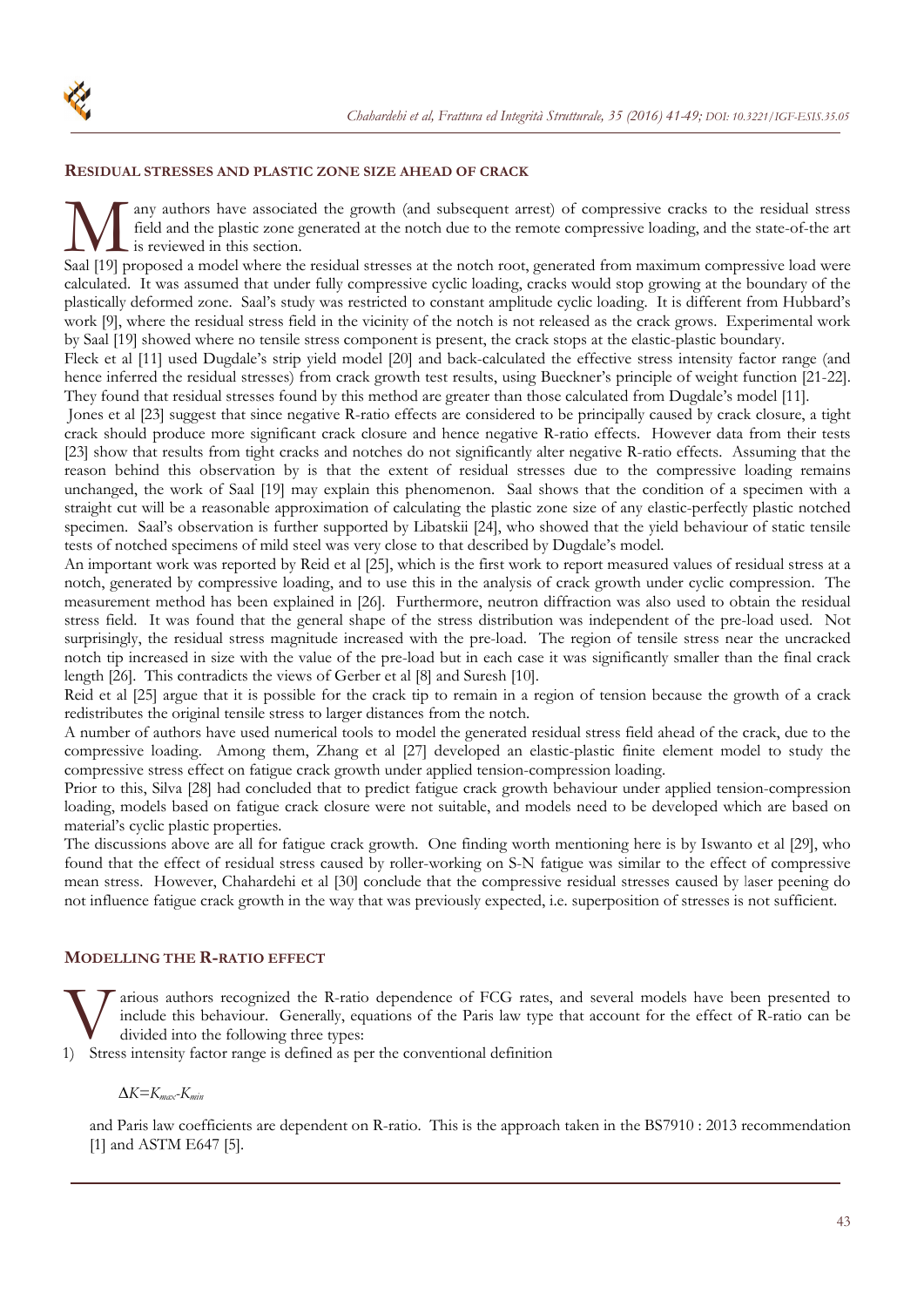## RESIDUAL STRESSES AND PLASTIC ZONE SIZE AHEAD OF CRACK

Many authors have associated the growth (and subsequent arrest) of compressive cracks to the residual stress field and the plastic zone generated at the notch due to the remote compressive loading, and the state-of-the art is reviewed in this section.

Saal [19] proposed a model where the residual stresses at the notch root, generated from maximum compressive load were calculated. It was assumed that under fully compressive cyclic loading, cracks would stop growing at the boundary of the plastically deformed zone. Saal's study was restricted to constant amplitude cyclic loading. It is different from Hubbard's work [9], where the residual stress field in the vicinity of the notch is not released as the crack grows. Experimental work by Saal [19] showed where no tensile stress component is present, the crack stops at the elastic-plastic boundary.

Fleck et al [11] used Dugdale's strip yield model [20] and back-calculated the effective stress intensity factor range (and hence inferred the residual stresses) from crack growth test results, using Bueckner's principle of weight function [21-22]. They found that residual stresses found by this method are greater than those calculated from Dugdale's model [11].

Jones et al [23] suggest that since negative R-ratio effects are considered to be principally caused by crack closure, a tight crack should produce more significant crack closure and hence negative R-ratio effects. However data from their tests [23] show that results from tight cracks and notches do not significantly alter negative R-ratio effects. Assuming that the reason behind this observation by is that the extent of residual stresses due to the compressive loading remains unchanged, the work of Saal [19] may explain this phenomenon. Saal shows that the condition of a specimen with a straight cut will be a reasonable approximation of calculating the plastic zone size of any elastic-perfectly plastic notched specimen. Saal's observation is further supported by Libatskii [24], who showed that the yield behaviour of static tensile tests of notched specimens of mild steel was very close to that described by Dugdale's model.

An important work was reported by Reid et al [25], which is the first work to report measured values of residual stress at a notch, generated by compressive loading, and to use this in the analysis of crack growth under cyclic compression. The measurement method has been explained in [26]. Furthermore, neutron diffraction was also used to obtain the residual stress field. It was found that the general shape of the stress distribution was independent of the pre-load used. Not surprisingly, the residual stress magnitude increased with the pre-load. The region of tensile stress near the uncracked notch tip increased in size with the value of the pre-load but in each case it was significantly smaller than the final crack length [26]. This contradicts the views of Gerber et al [8] and Suresh [10].

Reid et al [25] argue that it is possible for the crack tip to remain in a region of tension because the growth of a crack redistributes the original tensile stress to larger distances from the notch.

A number of authors have used numerical tools to model the generated residual stress field ahead of the crack, due to the compressive loading. Among them, Zhang et al [27] developed an elastic-plastic finite element model to study the compressive stress effect on fatigue crack growth under applied tension-compression loading.

Prior to this, Silva [28] had concluded that to predict fatigue crack growth behaviour under applied tension-compression loading, models based on fatigue crack closure were not suitable, and models need to be developed which are based on material's cyclic plastic properties.

The discussions above are all for fatigue crack growth. One finding worth mentioning here is by Iswanto et al [29], who found that the effect of residual stress caused by roller-working on S-N fatigue was similar to the effect of compressive mean stress. However, Chahardehi et al [30] conclude that the compressive residual stresses caused by laser peening do not influence fatigue crack growth in the way that was previously expected, i.e. superposition of stresses is not sufficient.

## MODELLING THE R-RATIO EFFECT

Various authors recognized the R-ratio dependence of FCG rates, and several models have been presented to include this behaviour. Generally, equations of the Paris law type that account for the effect of R-ratio can be divided into the following three types:

1) Stress intensity factor range is defined as per the conventional definition

   $\Delta K = K_{max} - K_{min}$

   and Paris law coefficients are dependent on R-ratio. This is the approach taken in the BS7910 : 2013 recommendation [1] and ASTM E647 [5].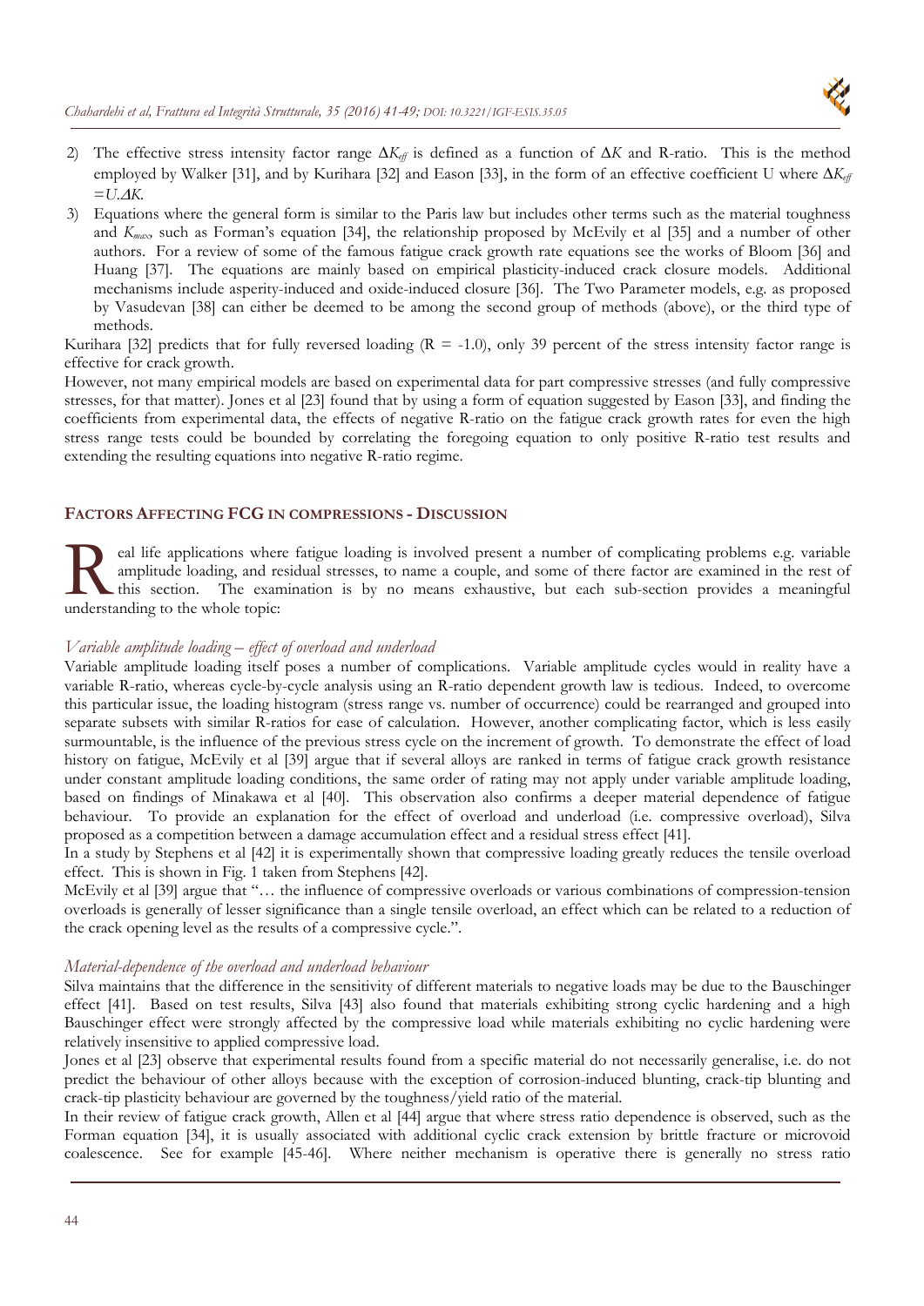2) The effective stress intensity factor range $\Delta K_{eff}$ is defined as a function of $\Delta K$ and R-ratio. This is the method employed by Walker [31], and by Kurihara [32] and Eason [33], in the form of an effective coefficient U where $\Delta K_{eff} = U.\Delta K$.
3) Equations where the general form is similar to the Paris law but includes other terms such as the material toughness and $K_{max}$, such as Forman's equation [34], the relationship proposed by McEvily et al [35] and a number of other authors. For a review of some of the famous fatigue crack growth rate equations see the works of Bloom [36] and Huang [37]. The equations are mainly based on empirical plasticity-induced crack closure models. Additional mechanisms include asperity-induced and oxide-induced closure [36]. The Two Parameter models, e.g. as proposed by Vasudevan [38] can either be deemed to be among the second group of methods (above), or the third type of methods.

Kurihara [32] predicts that for fully reversed loading (R = -1.0), only 39 percent of the stress intensity factor range is effective for crack growth.

However, not many empirical models are based on experimental data for part compressive stresses (and fully compressive stresses, for that matter). Jones et al [23] found that by using a form of equation suggested by Eason [33], and finding the coefficients from experimental data, the effects of negative R-ratio on the fatigue crack growth rates for even the high stress range tests could be bounded by correlating the foregoing equation to only positive R-ratio test results and extending the resulting equations into negative R-ratio regime.

## FACTORS AFFECTING FCG IN COMPRESSIONS - DISCUSSION

Real life applications where fatigue loading is involved present a number of complicating problems e.g. variable amplitude loading, and residual stresses, to name a couple, and some of there factor are examined in the rest of this section. The examination is by no means exhaustive, but each sub-section provides a meaningful understanding to the whole topic:

### *Variable amplitude loading – effect of overload and underload*

Variable amplitude loading itself poses a number of complications. Variable amplitude cycles would in reality have a variable R-ratio, whereas cycle-by-cycle analysis using an R-ratio dependent growth law is tedious. Indeed, to overcome this particular issue, the loading histogram (stress range vs. number of occurrence) could be rearranged and grouped into separate subsets with similar R-ratios for ease of calculation. However, another complicating factor, which is less easily surmountable, is the influence of the previous stress cycle on the increment of growth. To demonstrate the effect of load history on fatigue, McEvily et al [39] argue that if several alloys are ranked in terms of fatigue crack growth resistance under constant amplitude loading conditions, the same order of rating may not apply under variable amplitude loading, based on findings of Minakawa et al [40]. This observation also confirms a deeper material dependence of fatigue behaviour. To provide an explanation for the effect of overload and underload (i.e. compressive overload), Silva proposed as a competition between a damage accumulation effect and a residual stress effect [41].

In a study by Stephens et al [42] it is experimentally shown that compressive loading greatly reduces the tensile overload effect. This is shown in Fig. 1 taken from Stephens [42].

McEvily et al [39] argue that "… the influence of compressive overloads or various combinations of compression-tension overloads is generally of lesser significance than a single tensile overload, an effect which can be related to a reduction of the crack opening level as the results of a compressive cycle.".

### *Material-dependence of the overload and underload behaviour*

Silva maintains that the difference in the sensitivity of different materials to negative loads may be due to the Bauschinger effect [41]. Based on test results, Silva [43] also found that materials exhibiting strong cyclic hardening and a high Bauschinger effect were strongly affected by the compressive load while materials exhibiting no cyclic hardening were relatively insensitive to applied compressive load.

Jones et al [23] observe that experimental results found from a specific material do not necessarily generalise, i.e. do not predict the behaviour of other alloys because with the exception of corrosion-induced blunting, crack-tip blunting and crack-tip plasticity behaviour are governed by the toughness/yield ratio of the material.

In their review of fatigue crack growth, Allen et al [44] argue that where stress ratio dependence is observed, such as the Forman equation [34], it is usually associated with additional cyclic crack extension by brittle fracture or microvoid coalescence. See for example [45-46]. Where neither mechanism is operative there is generally no stress ratio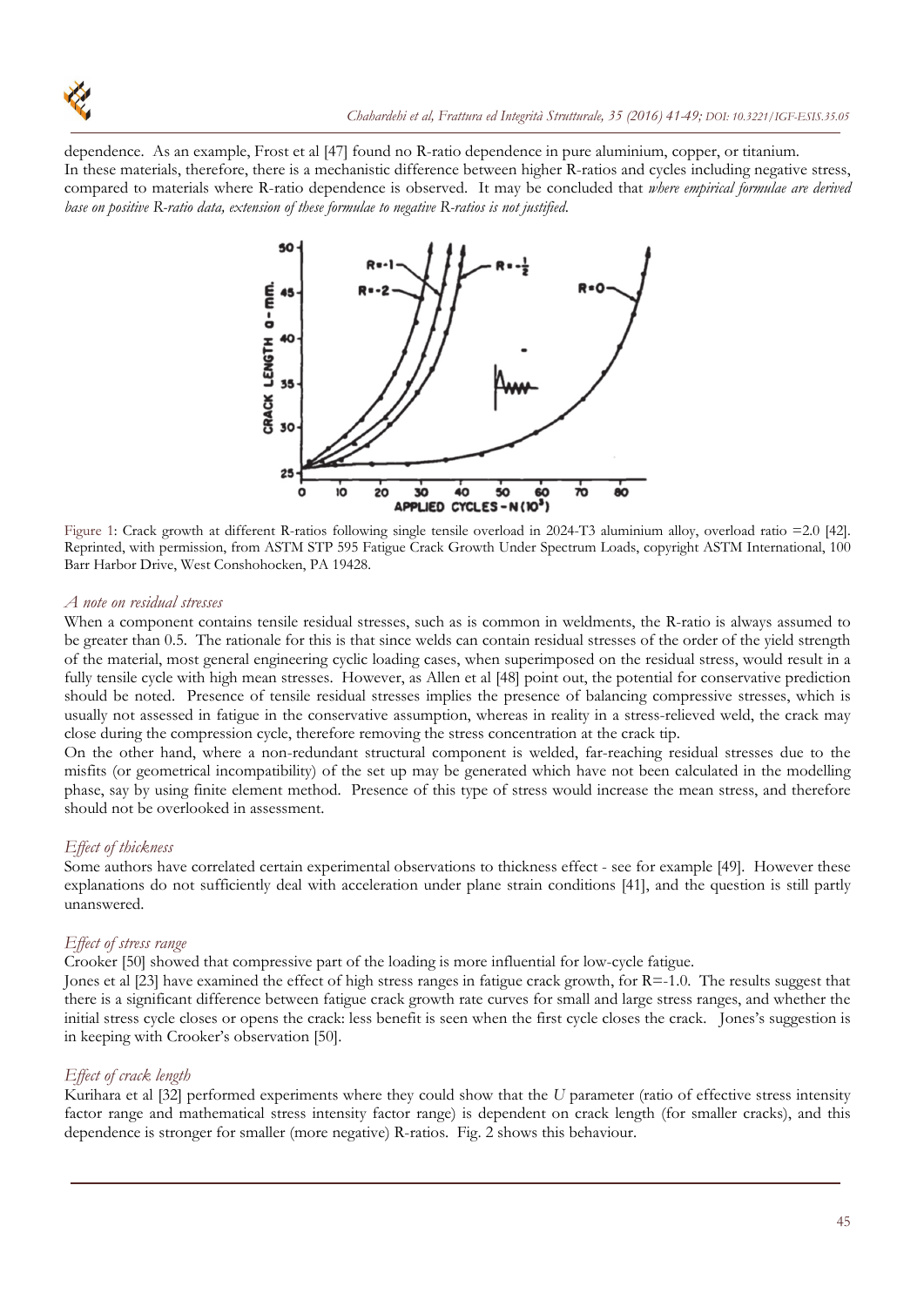dependence. As an example, Frost et al [47] found no R-ratio dependence in pure aluminium, copper, or titanium.
In these materials, therefore, there is a mechanistic difference between higher R-ratios and cycles including negative stress, compared to materials where R-ratio dependence is observed. It may be concluded that *where empirical formulae are derived base on positive R-ratio data, extension of these formulae to negative R-ratios is not justified.*

Figure 1: Crack growth at different R-ratios following single tensile overload in 2024-T3 aluminium alloy, overload ratio =2.0 [42]. Reprinted, with permission, from ASTM STP 595 Fatigue Crack Growth Under Spectrum Loads, copyright ASTM International, 100 Barr Harbor Drive, West Conshohocken, PA 19428.

### *A note on residual stresses*

When a component contains tensile residual stresses, such as is common in weldments, the R-ratio is always assumed to be greater than 0.5. The rationale for this is that since welds can contain residual stresses of the order of the yield strength of the material, most general engineering cyclic loading cases, when superimposed on the residual stress, would result in a fully tensile cycle with high mean stresses. However, as Allen et al [48] point out, the potential for conservative prediction should be noted. Presence of tensile residual stresses implies the presence of balancing compressive stresses, which is usually not assessed in fatigue in the conservative assumption, whereas in reality in a stress-relieved weld, the crack may close during the compression cycle, therefore removing the stress concentration at the crack tip.

On the other hand, where a non-redundant structural component is welded, far-reaching residual stresses due to the misfits (or geometrical incompatibility) of the set up may be generated which have not been calculated in the modelling phase, say by using finite element method. Presence of this type of stress would increase the mean stress, and therefore should not be overlooked in assessment.

### *Effect of thickness*

Some authors have correlated certain experimental observations to thickness effect - see for example [49]. However these explanations do not sufficiently deal with acceleration under plane strain conditions [41], and the question is still partly unanswered.

### *Effect of stress range*

Crooker [50] showed that compressive part of the loading is more influential for low-cycle fatigue.

Jones et al [23] have examined the effect of high stress ranges in fatigue crack growth, for R=-1.0. The results suggest that there is a significant difference between fatigue crack growth rate curves for small and large stress ranges, and whether the initial stress cycle closes or opens the crack: less benefit is seen when the first cycle closes the crack. Jones's suggestion is in keeping with Crooker's observation [50].

### *Effect of crack length*

Kurihara et al [32] performed experiments where they could show that the *U* parameter (ratio of effective stress intensity factor range and mathematical stress intensity factor range) is dependent on crack length (for smaller cracks), and this dependence is stronger for smaller (more negative) R-ratios. Fig. 2 shows this behaviour.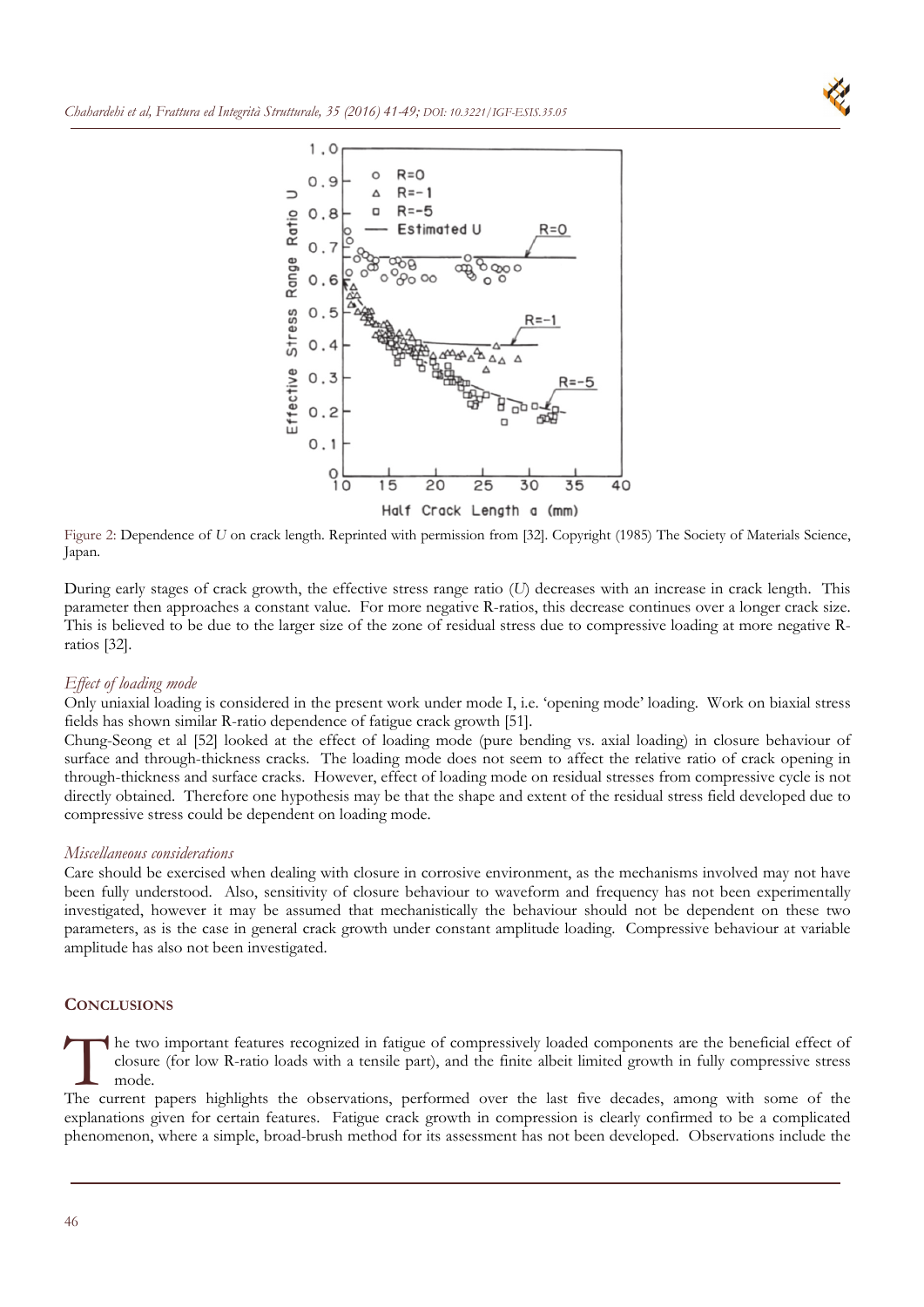Figure 2: Dependence of $U$ on crack length. Reprinted with permission from [32]. Copyright (1985) The Society of Materials Science, Japan.

During early stages of crack growth, the effective stress range ratio ($U$) decreases with an increase in crack length. This parameter then approaches a constant value. For more negative R-ratios, this decrease continues over a longer crack size. This is believed to be due to the larger size of the zone of residual stress due to compressive loading at more negative R-ratios [32].

### *Effect of loading mode*

Only uniaxial loading is considered in the present work under mode I, i.e. 'opening mode' loading. Work on biaxial stress fields has shown similar R-ratio dependence of fatigue crack growth [51].

Chung-Seong et al [52] looked at the effect of loading mode (pure bending vs. axial loading) in closure behaviour of surface and through-thickness cracks. The loading mode does not seem to affect the relative ratio of crack opening in through-thickness and surface cracks. However, effect of loading mode on residual stresses from compressive cycle is not directly obtained. Therefore one hypothesis may be that the shape and extent of the residual stress field developed due to compressive stress could be dependent on loading mode.

### *Miscellaneous considerations*

Care should be exercised when dealing with closure in corrosive environment, as the mechanisms involved may not have been fully understood. Also, sensitivity of closure behaviour to waveform and frequency has not been experimentally investigated, however it may be assumed that mechanistically the behaviour should not be dependent on these two parameters, as is the case in general crack growth under constant amplitude loading. Compressive behaviour at variable amplitude has also not been investigated.

## CONCLUSIONS

The two important features recognized in fatigue of compressively loaded components are the beneficial effect of closure (for low R-ratio loads with a tensile part), and the finite albeit limited growth in fully compressive stress mode.

The current papers highlights the observations, performed over the last five decades, among with some of the explanations given for certain features. Fatigue crack growth in compression is clearly confirmed to be a complicated phenomenon, where a simple, broad-brush method for its assessment has not been developed. Observations include the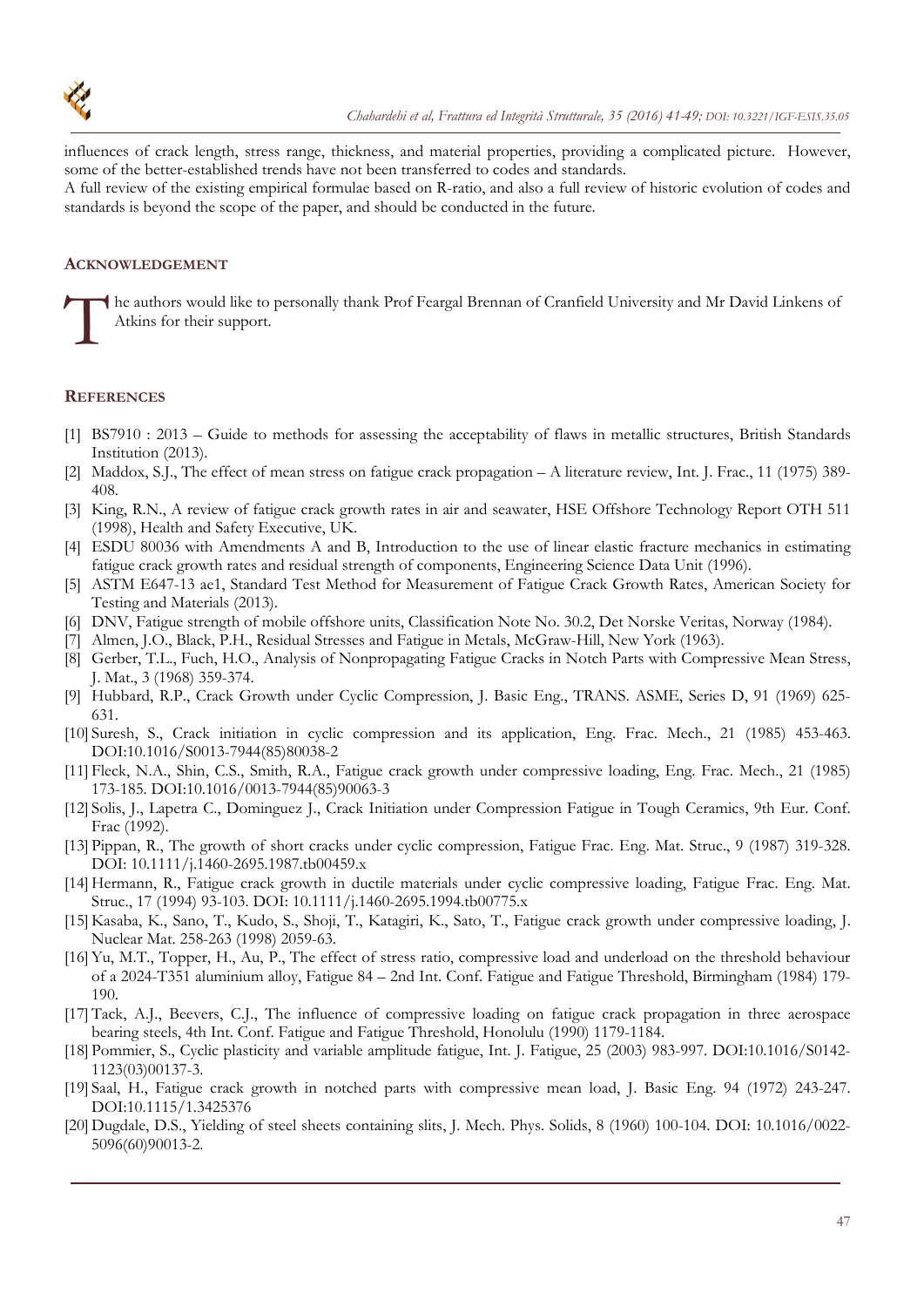influences of crack length, stress range, thickness, and material properties, providing a complicated picture. However, some of the better-established trends have not been transferred to codes and standards.
A full review of the existing empirical formulae based on R-ratio, and also a full review of historic evolution of codes and standards is beyond the scope of the paper, and should be conducted in the future.

## ACKNOWLEDGEMENT

The authors would like to personally thank Prof Feargal Brennan of Cranfield University and Mr David Linkens of Atkins for their support.

## REFERENCES

[1] BS7910 : 2013 – Guide to methods for assessing the acceptability of flaws in metallic structures, British Standards Institution (2013).
[2] Maddox, S.J., The effect of mean stress on fatigue crack propagation – A literature review, Int. J. Frac., 11 (1975) 389-408.
[3] King, R.N., A review of fatigue crack growth rates in air and seawater, HSE Offshore Technology Report OTH 511 (1998), Health and Safety Executive, UK.
[4] ESDU 80036 with Amendments A and B, Introduction to the use of linear elastic fracture mechanics in estimating fatigue crack growth rates and residual strength of components, Engineering Science Data Unit (1996).
[5] ASTM E647-13 ae1, Standard Test Method for Measurement of Fatigue Crack Growth Rates, American Society for Testing and Materials (2013).
[6] DNV, Fatigue strength of mobile offshore units, Classification Note No. 30.2, Det Norske Veritas, Norway (1984).
[7] Almen, J.O., Black, P.H., Residual Stresses and Fatigue in Metals, McGraw-Hill, New York (1963).
[8] Gerber, T.L., Fuch, H.O., Analysis of Nonpropagating Fatigue Cracks in Notch Parts with Compressive Mean Stress, J. Mat., 3 (1968) 359-374.
[9] Hubbard, R.P., Crack Growth under Cyclic Compression, J. Basic Eng., TRANS. ASME, Series D, 91 (1969) 625-631.
[10] Suresh, S., Crack initiation in cyclic compression and its application, Eng. Frac. Mech., 21 (1985) 453-463. DOI:10.1016/S0013-7944(85)80038-2
[11] Fleck, N.A., Shin, C.S., Smith, R.A., Fatigue crack growth under compressive loading, Eng. Frac. Mech., 21 (1985) 173-185. DOI:10.1016/0013-7944(85)90063-3
[12] Solis, J., Lapetra C., Dominguez J., Crack Initiation under Compression Fatigue in Tough Ceramics, 9th Eur. Conf. Frac (1992).
[13] Pippan, R., The growth of short cracks under cyclic compression, Fatigue Frac. Eng. Mat. Struc., 9 (1987) 319-328. DOI: 10.1111/j.1460-2695.1987.tb00459.x
[14] Hermann, R., Fatigue crack growth in ductile materials under cyclic compressive loading, Fatigue Frac. Eng. Mat. Struc., 17 (1994) 93-103. DOI: 10.1111/j.1460-2695.1994.tb00775.x
[15] Kasaba, K., Sano, T., Kudo, S., Shoji, T., Katagiri, K., Sato, T., Fatigue crack growth under compressive loading, J. Nuclear Mat. 258-263 (1998) 2059-63.
[16] Yu, M.T., Topper, H., Au, P., The effect of stress ratio, compressive load and underload on the threshold behaviour of a 2024-T351 aluminium alloy, Fatigue 84 – 2nd Int. Conf. Fatigue and Fatigue Threshold, Birmingham (1984) 179-190.
[17] Tack, A.J., Beevers, C.J., The influence of compressive loading on fatigue crack propagation in three aerospace bearing steels, 4th Int. Conf. Fatigue and Fatigue Threshold, Honolulu (1990) 1179-1184.
[18] Pommier, S., Cyclic plasticity and variable amplitude fatigue, Int. J. Fatigue, 25 (2003) 983-997. DOI:10.1016/S0142-1123(03)00137-3.
[19] Saal, H., Fatigue crack growth in notched parts with compressive mean load, J. Basic Eng. 94 (1972) 243-247. DOI:10.1115/1.3425376
[20] Dugdale, D.S., Yielding of steel sheets containing slits, J. Mech. Phys. Solids, 8 (1960) 100-104. DOI: 10.1016/0022-5096(60)90013-2.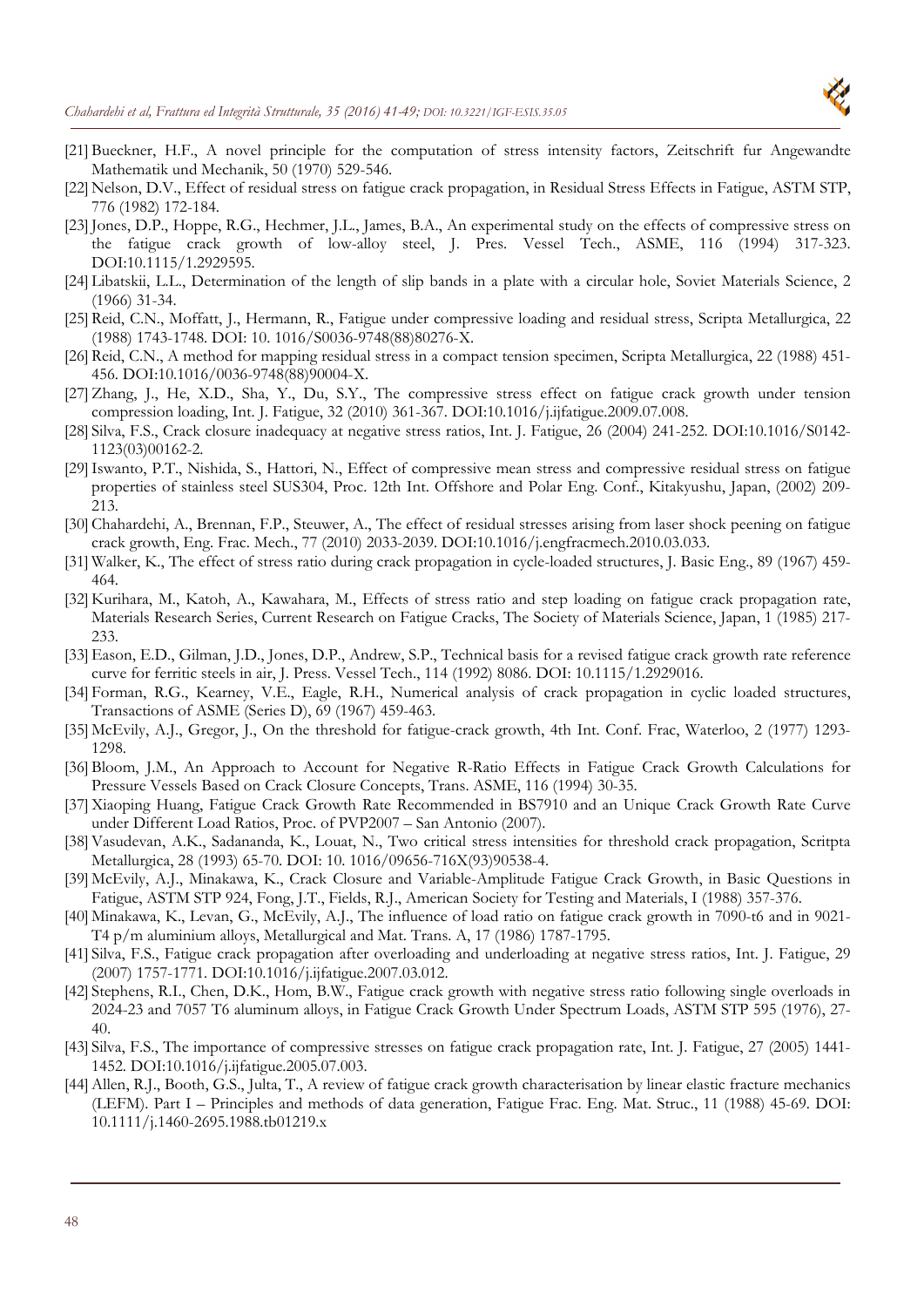[21] Bueckner, H.F., A novel principle for the computation of stress intensity factors, Zeitschrift fur Angewandte Mathematik und Mechanik, 50 (1970) 529-546.

[22] Nelson, D.V., Effect of residual stress on fatigue crack propagation, in Residual Stress Effects in Fatigue, ASTM STP, 776 (1982) 172-184.

[23] Jones, D.P., Hoppe, R.G., Hechmer, J.L., James, B.A., An experimental study on the effects of compressive stress on the fatigue crack growth of low-alloy steel, J. Pres. Vessel Tech., ASME, 116 (1994) 317-323. DOI:10.1115/1.2929595.

[24] Libatskii, L.L., Determination of the length of slip bands in a plate with a circular hole, Soviet Materials Science, 2 (1966) 31-34.

[25] Reid, C.N., Moffatt, J., Hermann, R., Fatigue under compressive loading and residual stress, Scripta Metallurgica, 22 (1988) 1743-1748. DOI: 10. 1016/S0036-9748(88)80276-X.

[26] Reid, C.N., A method for mapping residual stress in a compact tension specimen, Scripta Metallurgica, 22 (1988) 451-456. DOI:10.1016/0036-9748(88)90004-X.

[27] Zhang, J., He, X.D., Sha, Y., Du, S.Y., The compressive stress effect on fatigue crack growth under tension compression loading, Int. J. Fatigue, 32 (2010) 361-367. DOI:10.1016/j.ijfatigue.2009.07.008.

[28] Silva, F.S., Crack closure inadequacy at negative stress ratios, Int. J. Fatigue, 26 (2004) 241-252. DOI:10.1016/S0142-1123(03)00162-2.

[29] Iswanto, P.T., Nishida, S., Hattori, N., Effect of compressive mean stress and compressive residual stress on fatigue properties of stainless steel SUS304, Proc. 12th Int. Offshore and Polar Eng. Conf., Kitakyushu, Japan, (2002) 209-213.

[30] Chahardehi, A., Brennan, F.P., Steuwer, A., The effect of residual stresses arising from laser shock peening on fatigue crack growth, Eng. Frac. Mech., 77 (2010) 2033-2039. DOI:10.1016/j.engfracmech.2010.03.033.

[31] Walker, K., The effect of stress ratio during crack propagation in cycle-loaded structures, J. Basic Eng., 89 (1967) 459-464.

[32] Kurihara, M., Katoh, A., Kawahara, M., Effects of stress ratio and step loading on fatigue crack propagation rate, Materials Research Series, Current Research on Fatigue Cracks, The Society of Materials Science, Japan, 1 (1985) 217-233.

[33] Eason, E.D., Gilman, J.D., Jones, D.P., Andrew, S.P., Technical basis for a revised fatigue crack growth rate reference curve for ferritic steels in air, J. Press. Vessel Tech., 114 (1992) 8086. DOI: 10.1115/1.2929016.

[34] Forman, R.G., Kearney, V.E., Eagle, R.H., Numerical analysis of crack propagation in cyclic loaded structures, Transactions of ASME (Series D), 69 (1967) 459-463.

[35] McEvily, A.J., Gregor, J., On the threshold for fatigue-crack growth, 4th Int. Conf. Frac, Waterloo, 2 (1977) 1293-1298.

[36] Bloom, J.M., An Approach to Account for Negative R-Ratio Effects in Fatigue Crack Growth Calculations for Pressure Vessels Based on Crack Closure Concepts, Trans. ASME, 116 (1994) 30-35.

[37] Xiaoping Huang, Fatigue Crack Growth Rate Recommended in BS7910 and an Unique Crack Growth Rate Curve under Different Load Ratios, Proc. of PVP2007 – San Antonio (2007).

[38] Vasudevan, A.K., Sadananda, K., Louat, N., Two critical stress intensities for threshold crack propagation, Scritpta Metallurgica, 28 (1993) 65-70. DOI: 10. 1016/09656-716X(93)90538-4.

[39] McEvily, A.J., Minakawa, K., Crack Closure and Variable-Amplitude Fatigue Crack Growth, in Basic Questions in Fatigue, ASTM STP 924, Fong, J.T., Fields, R.J., American Society for Testing and Materials, I (1988) 357-376.

[40] Minakawa, K., Levan, G., McEvily, A.J., The influence of load ratio on fatigue crack growth in 7090-t6 and in 9021-T4 p/m aluminium alloys, Metallurgical and Mat. Trans. A, 17 (1986) 1787-1795.

[41] Silva, F.S., Fatigue crack propagation after overloading and underloading at negative stress ratios, Int. J. Fatigue, 29 (2007) 1757-1771. DOI:10.1016/j.ijfatigue.2007.03.012.

[42] Stephens, R.I., Chen, D.K., Hom, B.W., Fatigue crack growth with negative stress ratio following single overloads in 2024-23 and 7057 T6 aluminum alloys, in Fatigue Crack Growth Under Spectrum Loads, ASTM STP 595 (1976), 27-40.

[43] Silva, F.S., The importance of compressive stresses on fatigue crack propagation rate, Int. J. Fatigue, 27 (2005) 1441-1452. DOI:10.1016/j.ijfatigue.2005.07.003.

[44] Allen, R.J., Booth, G.S., Julta, T., A review of fatigue crack growth characterisation by linear elastic fracture mechanics (LEFM). Part I – Principles and methods of data generation, Fatigue Frac. Eng. Mat. Struc., 11 (1988) 45-69. DOI: 10.1111/j.1460-2695.1988.tb01219.x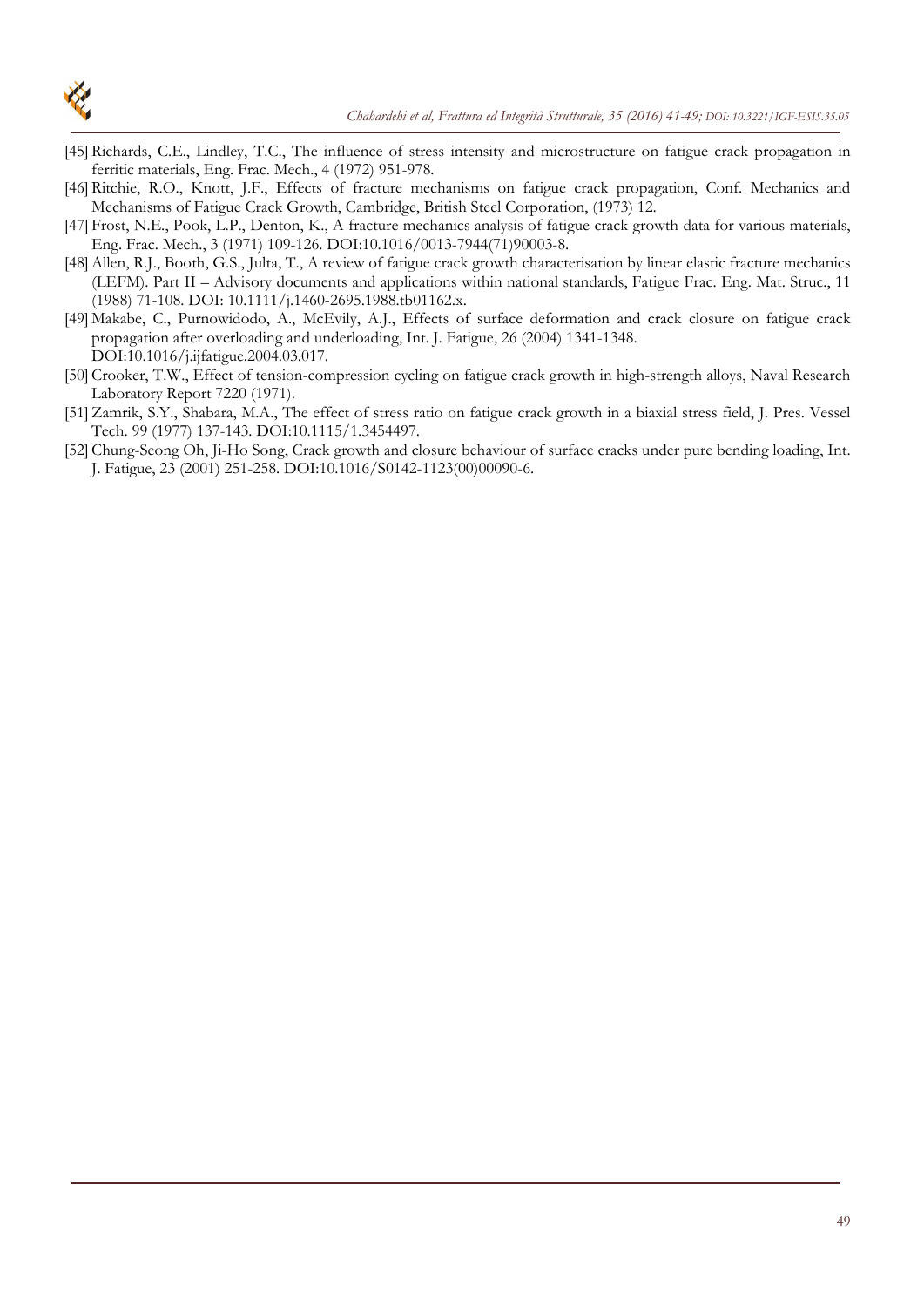[45] Richards, C.E., Lindley, T.C., The influence of stress intensity and microstructure on fatigue crack propagation in ferritic materials, Eng. Frac. Mech., 4 (1972) 951-978.

[46] Ritchie, R.O., Knott, J.F., Effects of fracture mechanisms on fatigue crack propagation, Conf. Mechanics and Mechanisms of Fatigue Crack Growth, Cambridge, British Steel Corporation, (1973) 12.

[47] Frost, N.E., Pook, L.P., Denton, K., A fracture mechanics analysis of fatigue crack growth data for various materials, Eng. Frac. Mech., 3 (1971) 109-126. DOI:10.1016/0013-7944(71)90003-8.

[48] Allen, R.J., Booth, G.S., Julta, T., A review of fatigue crack growth characterisation by linear elastic fracture mechanics (LEFM). Part II – Advisory documents and applications within national standards, Fatigue Frac. Eng. Mat. Struc., 11 (1988) 71-108. DOI: 10.1111/j.1460-2695.1988.tb01162.x.

[49] Makabe, C., Purnowidodo, A., McEvily, A.J., Effects of surface deformation and crack closure on fatigue crack propagation after overloading and underloading, Int. J. Fatigue, 26 (2004) 1341-1348. DOI:10.1016/j.ijfatigue.2004.03.017.

[50] Crooker, T.W., Effect of tension-compression cycling on fatigue crack growth in high-strength alloys, Naval Research Laboratory Report 7220 (1971).

[51] Zamrik, S.Y., Shabara, M.A., The effect of stress ratio on fatigue crack growth in a biaxial stress field, J. Pres. Vessel Tech. 99 (1977) 137-143. DOI:10.1115/1.3454497.

[52] Chung-Seong Oh, Ji-Ho Song, Crack growth and closure behaviour of surface cracks under pure bending loading, Int. J. Fatigue, 23 (2001) 251-258. DOI:10.1016/S0142-1123(00)00090-6.